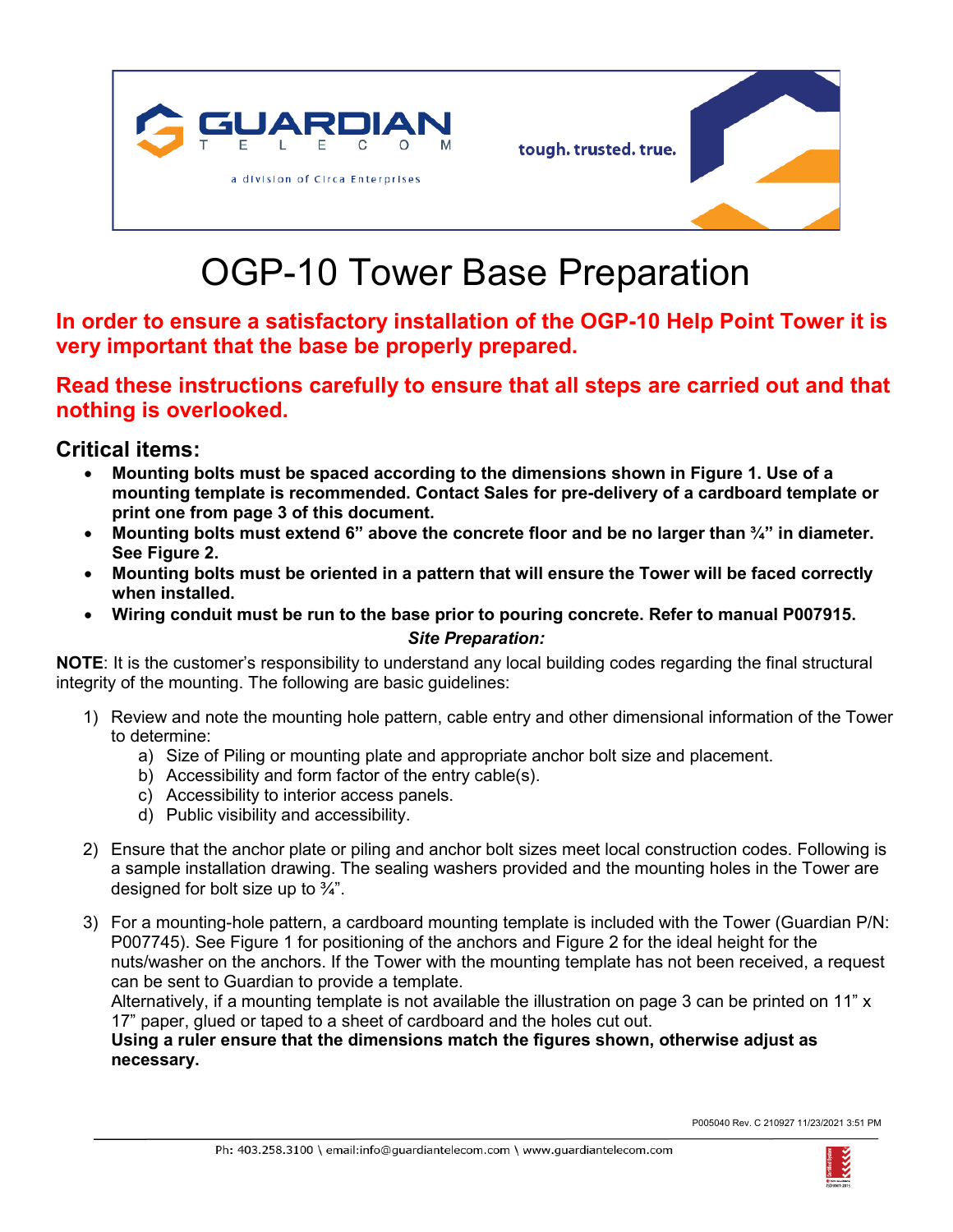# OGP-10 Tower Base Preparation

**In order to ensure a satisfactory installation of the OGP-10 Help Point Tower it is very important that the base be properly prepared.**

**Read these instructions carefully to ensure that all steps are carried out and that nothing is overlooked.**

## Critical items:

- **Mounting bolts must be spaced according to the dimensions shown in Figure 1. Use of a mounting template is recommended. Contact Sales for pre-delivery of a cardboard template or print one from page 3 of this document.**
- **Mounting bolts must extend 6" above the concrete floor and be no larger than ¾" in diameter. See Figure 2.**
- **Mounting bolts must be oriented in a pattern that will ensure the Tower will be faced correctly when installed.**
- **Wiring conduit must be run to the base prior to pouring concrete. Refer to manual P007915.**

***Site Preparation:***

**NOTE**: It is the customer's responsibility to understand any local building codes regarding the final structural integrity of the mounting. The following are basic guidelines:

1) Review and note the mounting hole pattern, cable entry and other dimensional information of the Tower to determine:
   a) Size of Piling or mounting plate and appropriate anchor bolt size and placement.
   b) Accessibility and form factor of the entry cable(s).
   c) Accessibility to interior access panels.
   d) Public visibility and accessibility.

2) Ensure that the anchor plate or piling and anchor bolt sizes meet local construction codes. Following is a sample installation drawing. The sealing washers provided and the mounting holes in the Tower are designed for bolt size up to ¾".

3) For a mounting-hole pattern, a cardboard mounting template is included with the Tower (Guardian P/N: P007745). See Figure 1 for positioning of the anchors and Figure 2 for the ideal height for the nuts/washer on the anchors. If the Tower with the mounting template has not been received, a request can be sent to Guardian to provide a template.
   Alternatively, if a mounting template is not available the illustration on page 3 can be printed on 11" x 17" paper, glued or taped to a sheet of cardboard and the holes cut out.
   **Using a ruler ensure that the dimensions match the figures shown, otherwise adjust as necessary.**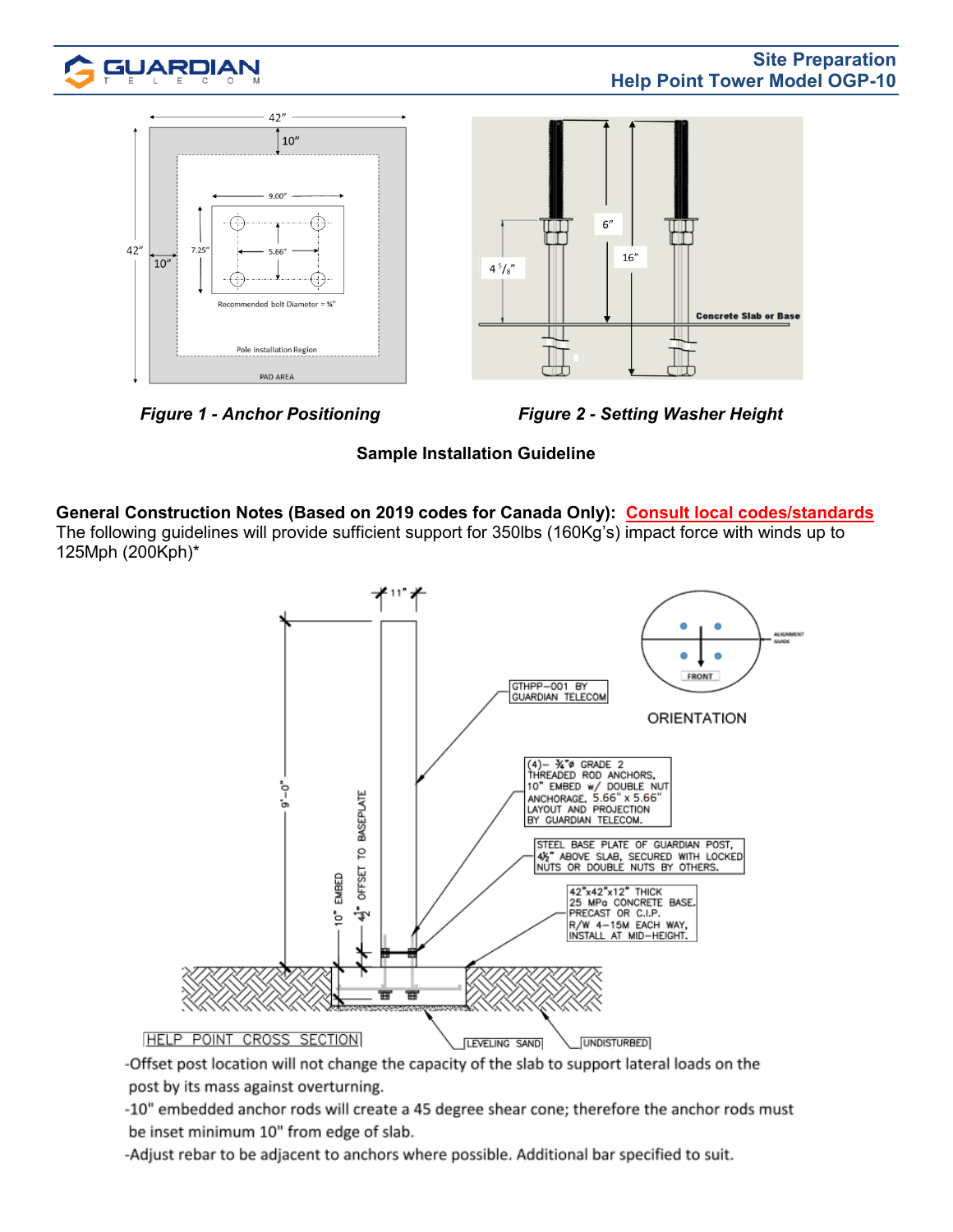Figure 1 - Anchor Positioning

Figure 2 - Setting Washer Height

**Sample Installation Guideline**

**General Construction Notes (Based on 2019 codes for Canada Only):** **Consult local codes/standards**
The following guidelines will provide sufficient support for 350lbs (160Kg's) impact force with winds up to 125Mph (200Kph)*

-Offset post location will not change the capacity of the slab to support lateral loads on the post by its mass against overturning.

-10" embedded anchor rods will create a 45 degree shear cone; therefore the anchor rods must be inset minimum 10" from edge of slab.

-Adjust rebar to be adjacent to anchors where possible. Additional bar specified to suit.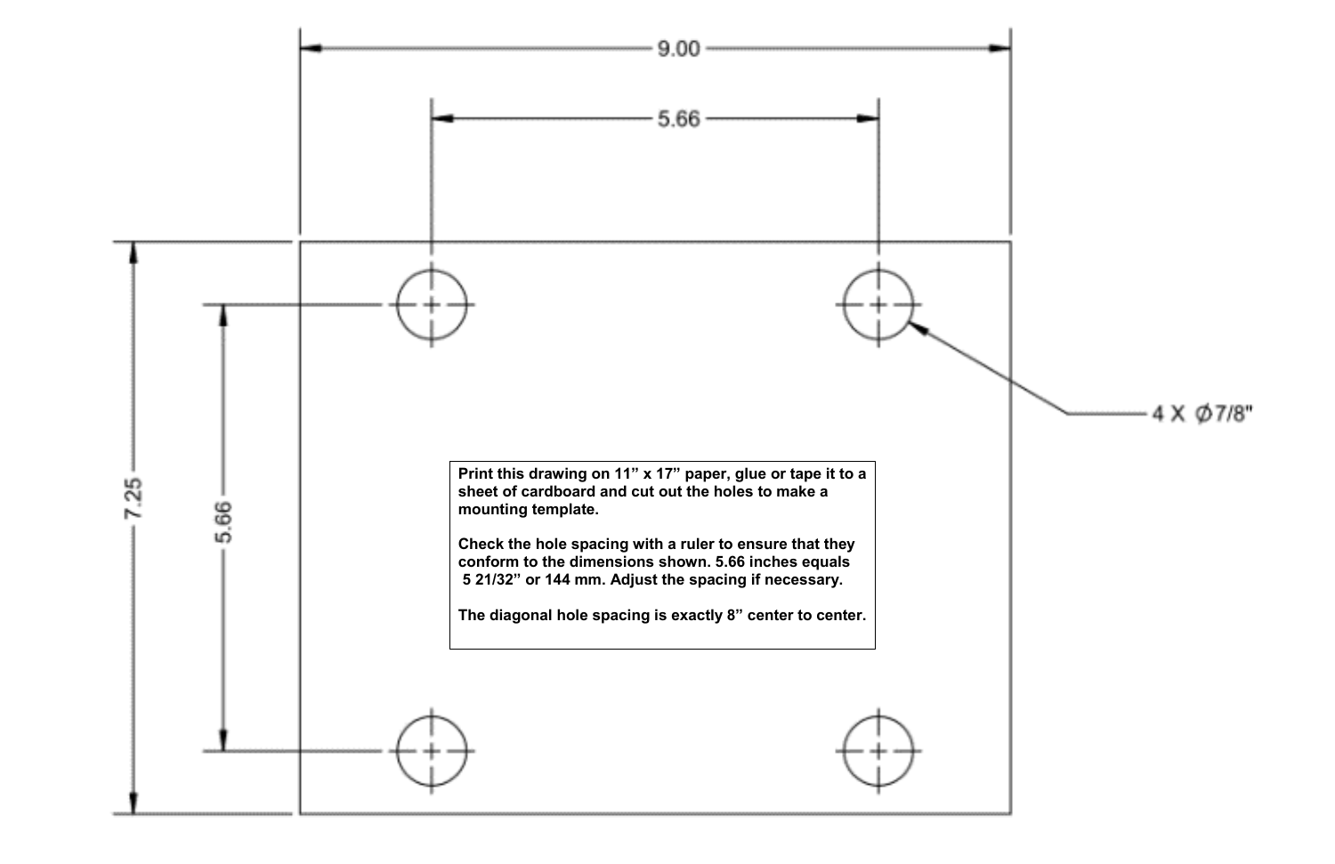9.00

5.66

7.25

5.66

4 X Ø7/8"

**Print this drawing on 11" x 17" paper, glue or tape it to a sheet of cardboard and cut out the holes to make a mounting template.**

**Check the hole spacing with a ruler to ensure that they conform to the dimensions shown. 5.66 inches equals 5 21/32" or 144 mm. Adjust the spacing if necessary.**

**The diagonal hole spacing is exactly 8" center to center.**